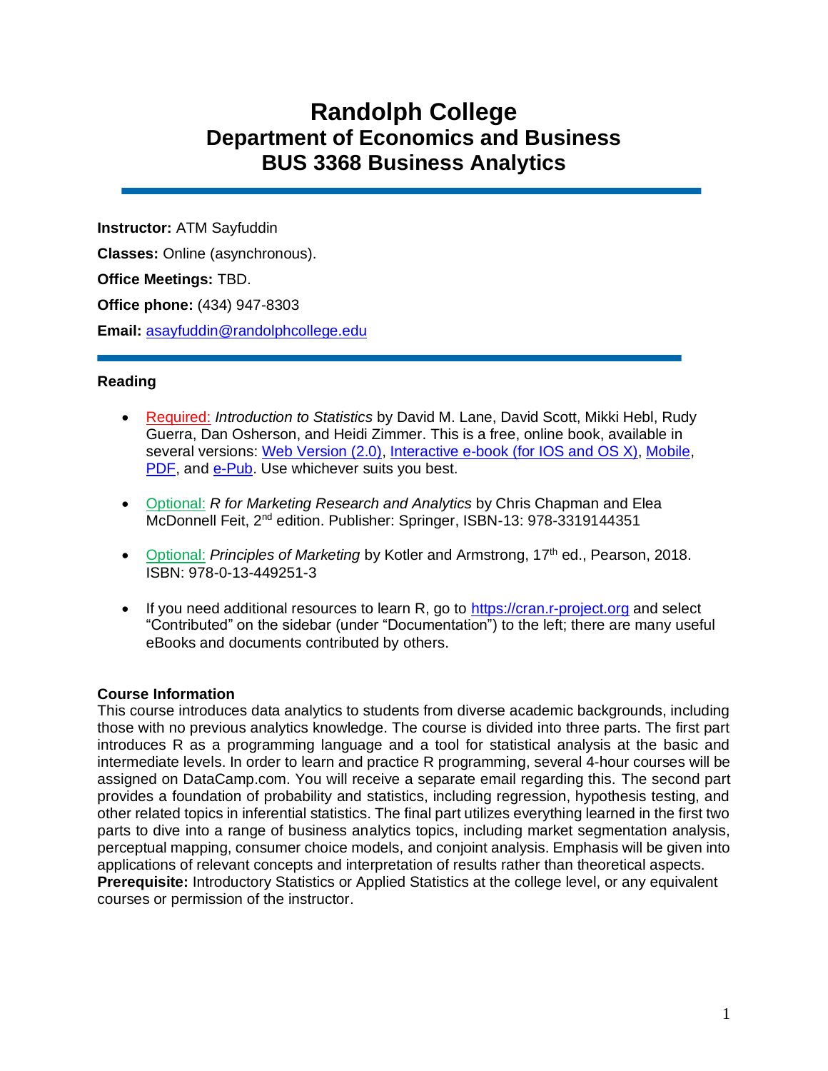# Randolph College
## Department of Economics and Business
## BUS 3368 Business Analytics

---

**Instructor:** ATM Sayfuddin

**Classes:** Online (asynchronous).

**Office Meetings:** TBD.

**Office phone:** (434) 947-8303

**Email:** asayfuddin@randolphcollege.edu

---

### Reading

- Required: *Introduction to Statistics* by David M. Lane, David Scott, Mikki Hebl, Rudy Guerra, Dan Osherson, and Heidi Zimmer. This is a free, online book, available in several versions: Web Version (2.0), Interactive e-book (for IOS and OS X), Mobile, PDF, and e-Pub. Use whichever suits you best.

- Optional: *R for Marketing Research and Analytics* by Chris Chapman and Elea McDonnell Feit, 2nd edition. Publisher: Springer, ISBN-13: 978-3319144351

- Optional: *Principles of Marketing* by Kotler and Armstrong, 17th ed., Pearson, 2018. ISBN: 978-0-13-449251-3

- If you need additional resources to learn R, go to https://cran.r-project.org and select "Contributed" on the sidebar (under "Documentation") to the left; there are many useful eBooks and documents contributed by others.

### Course Information

This course introduces data analytics to students from diverse academic backgrounds, including those with no previous analytics knowledge. The course is divided into three parts. The first part introduces R as a programming language and a tool for statistical analysis at the basic and intermediate levels. In order to learn and practice R programming, several 4-hour courses will be assigned on DataCamp.com. You will receive a separate email regarding this. The second part provides a foundation of probability and statistics, including regression, hypothesis testing, and other related topics in inferential statistics. The final part utilizes everything learned in the first two parts to dive into a range of business analytics topics, including market segmentation analysis, perceptual mapping, consumer choice models, and conjoint analysis. Emphasis will be given into applications of relevant concepts and interpretation of results rather than theoretical aspects.

**Prerequisite:** Introductory Statistics or Applied Statistics at the college level, or any equivalent courses or permission of the instructor.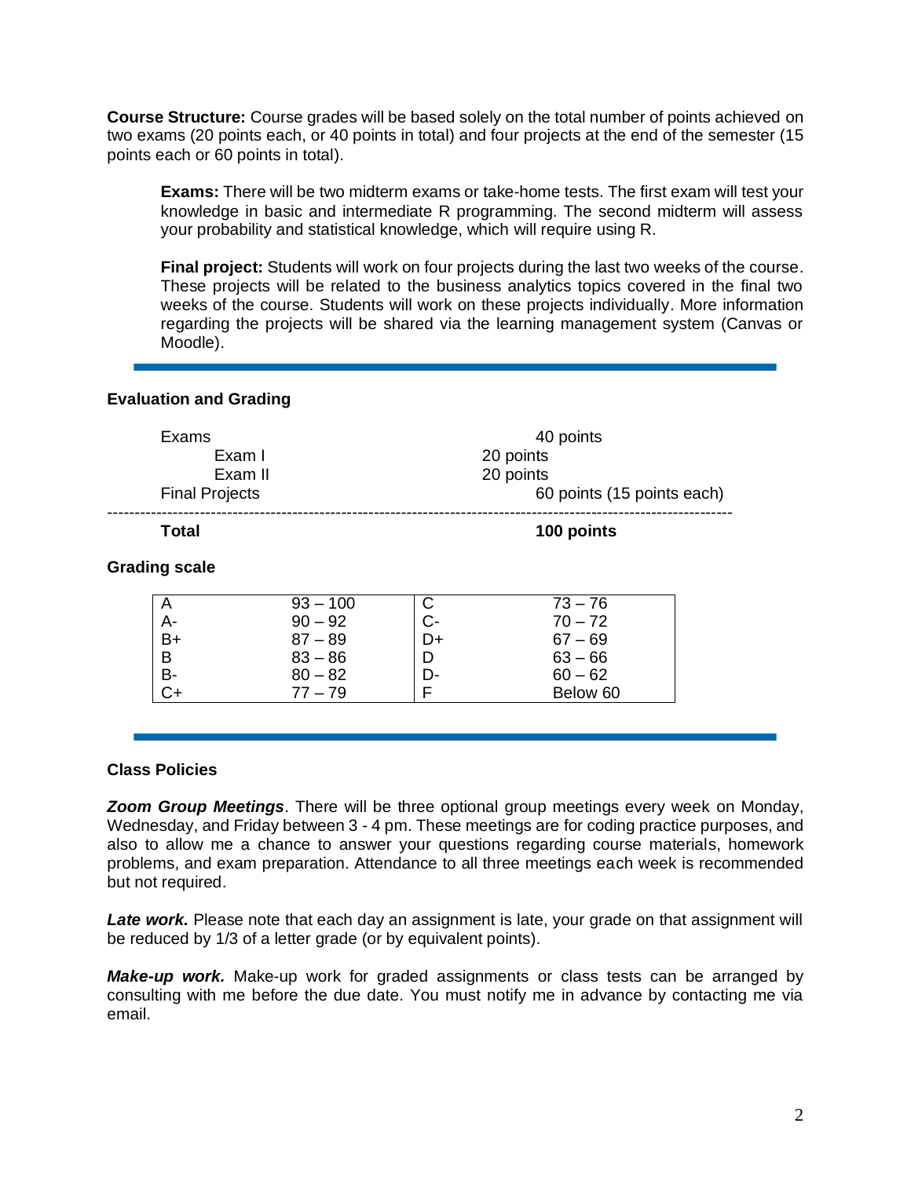**Course Structure:** Course grades will be based solely on the total number of points achieved on two exams (20 points each, or 40 points in total) and four projects at the end of the semester (15 points each or 60 points in total).

> **Exams:** There will be two midterm exams or take-home tests. The first exam will test your knowledge in basic and intermediate R programming. The second midterm will assess your probability and statistical knowledge, which will require using R.
>
> **Final project:** Students will work on four projects during the last two weeks of the course. These projects will be related to the business analytics topics covered in the final two weeks of the course. Students will work on these projects individually. More information regarding the projects will be shared via the learning management system (Canvas or Moodle).

---

### Evaluation and Grading

| | | |
|---|---|---|
| Exams | | 40 points |
| Exam I | 20 points | |
| Exam II | 20 points | |
| Final Projects | | 60 points (15 points each) |
| **Total** | | **100 points** |

### Grading scale

| | | | |
|---|---|---|---|
| A | 93 – 100 | C | 73 – 76 |
| A- | 90 – 92 | C- | 70 – 72 |
| B+ | 87 – 89 | D+ | 67 – 69 |
| B | 83 – 86 | D | 63 – 66 |
| B- | 80 – 82 | D- | 60 – 62 |
| C+ | 77 – 79 | F | Below 60 |

---

### Class Policies

***Zoom Group Meetings***. There will be three optional group meetings every week on Monday, Wednesday, and Friday between 3 - 4 pm. These meetings are for coding practice purposes, and also to allow me a chance to answer your questions regarding course materials, homework problems, and exam preparation. Attendance to all three meetings each week is recommended but not required.

***Late work.*** Please note that each day an assignment is late, your grade on that assignment will be reduced by 1/3 of a letter grade (or by equivalent points).

***Make-up work.*** Make-up work for graded assignments or class tests can be arranged by consulting with me before the due date. You must notify me in advance by contacting me via email.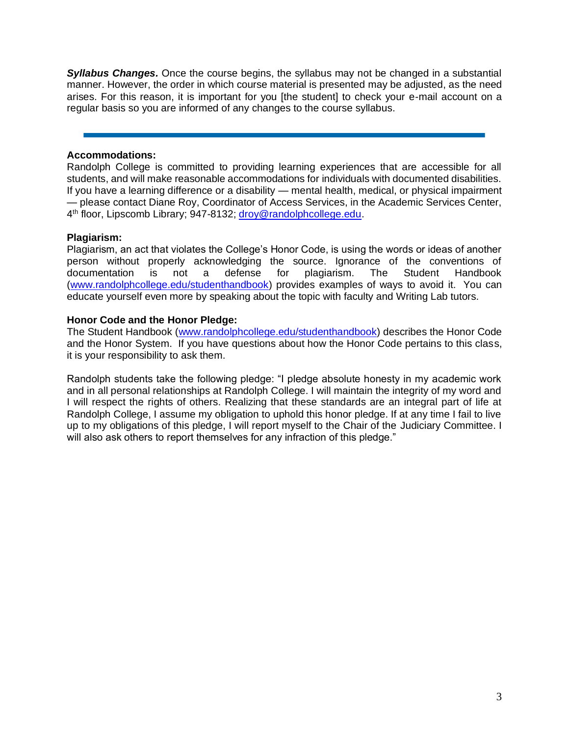***Syllabus Changes.*** Once the course begins, the syllabus may not be changed in a substantial manner. However, the order in which course material is presented may be adjusted, as the need arises. For this reason, it is important for you [the student] to check your e-mail account on a regular basis so you are informed of any changes to the course syllabus.

---

**Accommodations:**
Randolph College is committed to providing learning experiences that are accessible for all students, and will make reasonable accommodations for individuals with documented disabilities. If you have a learning difference or a disability — mental health, medical, or physical impairment — please contact Diane Roy, Coordinator of Access Services, in the Academic Services Center, 4th floor, Lipscomb Library; 947-8132; droy@randolphcollege.edu.

**Plagiarism:**
Plagiarism, an act that violates the College's Honor Code, is using the words or ideas of another person without properly acknowledging the source. Ignorance of the conventions of documentation is not a defense for plagiarism. The Student Handbook (www.randolphcollege.edu/studenthandbook) provides examples of ways to avoid it. You can educate yourself even more by speaking about the topic with faculty and Writing Lab tutors.

**Honor Code and the Honor Pledge:**
The Student Handbook (www.randolphcollege.edu/studenthandbook) describes the Honor Code and the Honor System. If you have questions about how the Honor Code pertains to this class, it is your responsibility to ask them.

Randolph students take the following pledge: "I pledge absolute honesty in my academic work and in all personal relationships at Randolph College. I will maintain the integrity of my word and I will respect the rights of others. Realizing that these standards are an integral part of life at Randolph College, I assume my obligation to uphold this honor pledge. If at any time I fail to live up to my obligations of this pledge, I will report myself to the Chair of the Judiciary Committee. I will also ask others to report themselves for any infraction of this pledge."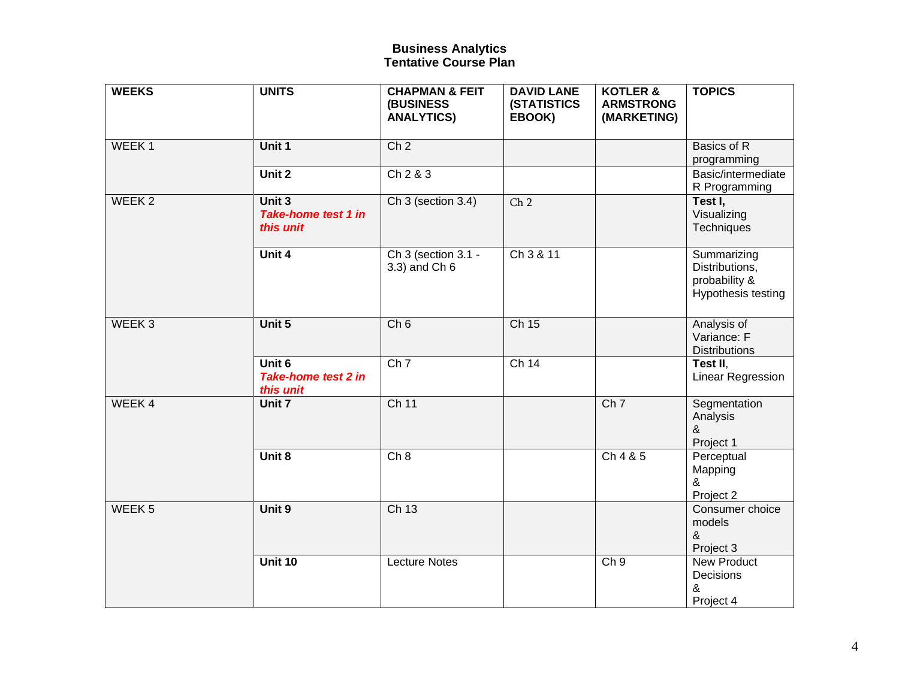**Business Analytics**
**Tentative Course Plan**

| WEEKS | UNITS | CHAPMAN & FEIT (BUSINESS ANALYTICS) | DAVID LANE (STATISTICS EBOOK) | KOTLER & ARMSTRONG (MARKETING) | TOPICS |
|---|---|---|---|---|---|
| WEEK 1 | **Unit 1** | Ch 2 | | | Basics of R programming |
| | **Unit 2** | Ch 2 & 3 | | | Basic/intermediate R Programming |
| WEEK 2 | **Unit 3** ***Take-home test 1 in this unit*** | Ch 3 (section 3.4) | Ch 2 | | **Test I,** Visualizing Techniques |
| | **Unit 4** | Ch 3 (section 3.1 - 3.3) and Ch 6 | Ch 3 & 11 | | Summarizing Distributions, probability & Hypothesis testing |
| WEEK 3 | **Unit 5** | Ch 6 | Ch 15 | | Analysis of Variance: F Distributions |
| | **Unit 6** ***Take-home test 2 in this unit*** | Ch 7 | Ch 14 | | **Test II**, Linear Regression |
| WEEK 4 | **Unit 7** | Ch 11 | | Ch 7 | Segmentation Analysis & Project 1 |
| | **Unit 8** | Ch 8 | | Ch 4 & 5 | Perceptual Mapping & Project 2 |
| WEEK 5 | **Unit 9** | Ch 13 | | | Consumer choice models & Project 3 |
| | **Unit 10** | Lecture Notes | | Ch 9 | New Product Decisions & Project 4 |